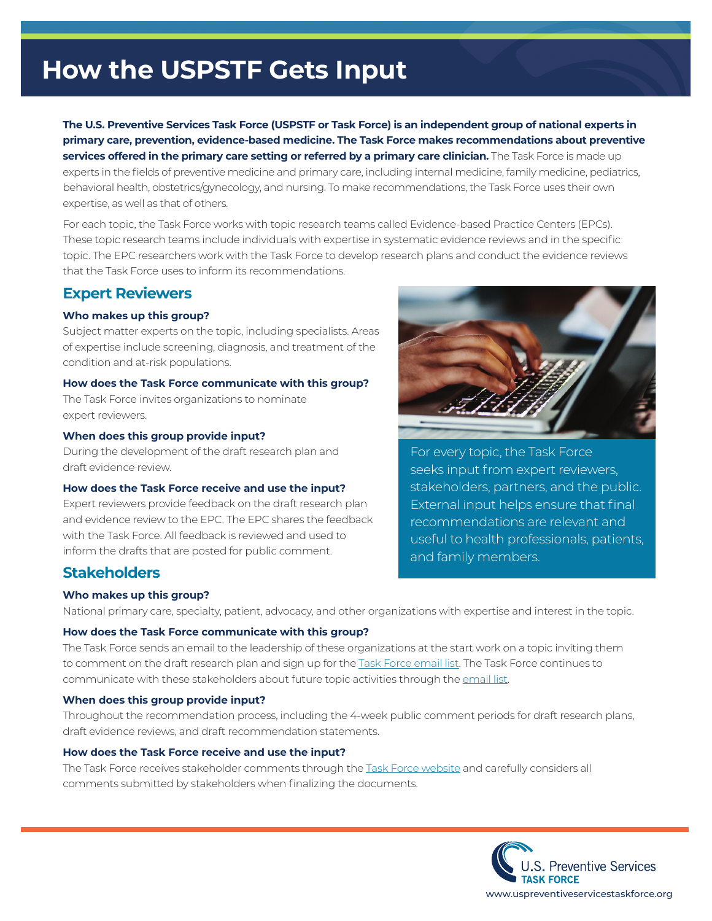# How the USPSTF Gets Input

**The U.S. Preventive Services Task Force (USPSTF or Task Force) is an independent group of national experts in primary care, prevention, evidence-based medicine. The Task Force makes recommendations about preventive services offered in the primary care setting or referred by a primary care clinician.** The Task Force is made up experts in the fields of preventive medicine and primary care, including internal medicine, family medicine, pediatrics, behavioral health, obstetrics/gynecology, and nursing. To make recommendations, the Task Force uses their own expertise, as well as that of others.

For each topic, the Task Force works with topic research teams called Evidence-based Practice Centers (EPCs). These topic research teams include individuals with expertise in systematic evidence reviews and in the specific topic. The EPC researchers work with the Task Force to develop research plans and conduct the evidence reviews that the Task Force uses to inform its recommendations.

For every topic, the Task Force seeks input from expert reviewers, stakeholders, partners, and the public. External input helps ensure that final recommendations are relevant and useful to health professionals, patients, and family members.

## Expert Reviewers

**Who makes up this group?**

Subject matter experts on the topic, including specialists. Areas of expertise include screening, diagnosis, and treatment of the condition and at-risk populations.

**How does the Task Force communicate with this group?**

The Task Force invites organizations to nominate expert reviewers.

**When does this group provide input?**

During the development of the draft research plan and draft evidence review.

**How does the Task Force receive and use the input?**

Expert reviewers provide feedback on the draft research plan and evidence review to the EPC. The EPC shares the feedback with the Task Force. All feedback is reviewed and used to inform the drafts that are posted for public comment.

## Stakeholders

**Who makes up this group?**

National primary care, specialty, patient, advocacy, and other organizations with expertise and interest in the topic.

**How does the Task Force communicate with this group?**

The Task Force sends an email to the leadership of these organizations at the start work on a topic inviting them to comment on the draft research plan and sign up for the Task Force email list. The Task Force continues to communicate with these stakeholders about future topic activities through the email list.

**When does this group provide input?**

Throughout the recommendation process, including the 4-week public comment periods for draft research plans, draft evidence reviews, and draft recommendation statements.

**How does the Task Force receive and use the input?**

The Task Force receives stakeholder comments through the Task Force website and carefully considers all comments submitted by stakeholders when finalizing the documents.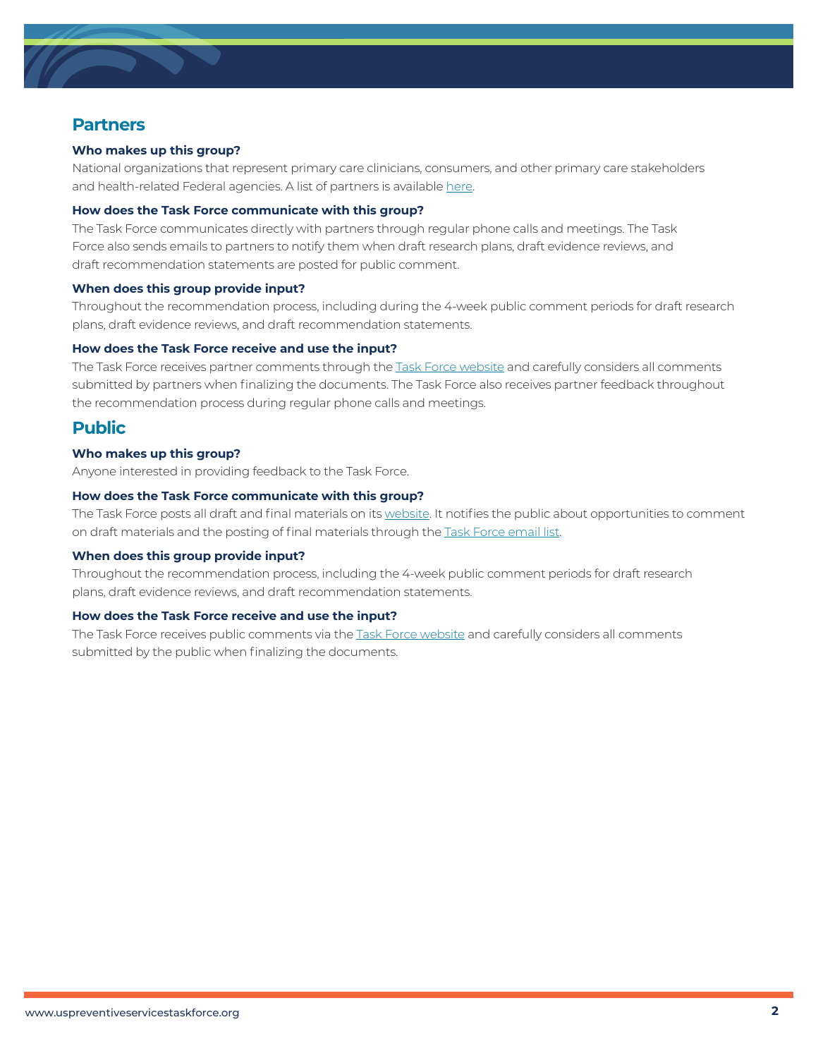## Partners

**Who makes up this group?**

National organizations that represent primary care clinicians, consumers, and other primary care stakeholders and health-related Federal agencies. A list of partners is available here.

**How does the Task Force communicate with this group?**

The Task Force communicates directly with partners through regular phone calls and meetings. The Task Force also sends emails to partners to notify them when draft research plans, draft evidence reviews, and draft recommendation statements are posted for public comment.

**When does this group provide input?**

Throughout the recommendation process, including during the 4-week public comment periods for draft research plans, draft evidence reviews, and draft recommendation statements.

**How does the Task Force receive and use the input?**

The Task Force receives partner comments through the Task Force website and carefully considers all comments submitted by partners when finalizing the documents. The Task Force also receives partner feedback throughout the recommendation process during regular phone calls and meetings.

## Public

**Who makes up this group?**

Anyone interested in providing feedback to the Task Force.

**How does the Task Force communicate with this group?**

The Task Force posts all draft and final materials on its website. It notifies the public about opportunities to comment on draft materials and the posting of final materials through the Task Force email list.

**When does this group provide input?**

Throughout the recommendation process, including the 4-week public comment periods for draft research plans, draft evidence reviews, and draft recommendation statements.

**How does the Task Force receive and use the input?**

The Task Force receives public comments via the Task Force website and carefully considers all comments submitted by the public when finalizing the documents.